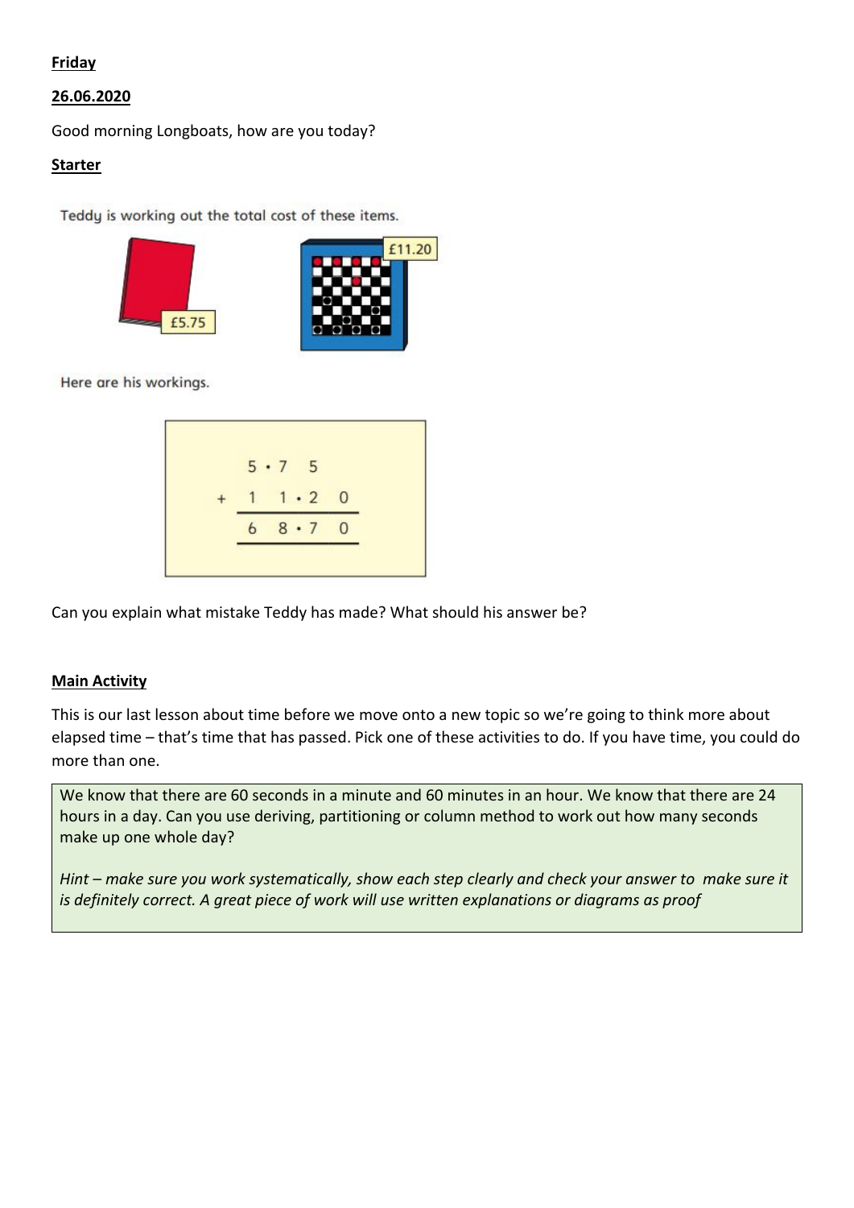**Friday**

**26.06.2020**

Good morning Longboats, how are you today?

**Starter**

Teddy is working out the total cost of these items.

£5.75

£11.20

Here are his workings.

```
    5 • 7   5
+   1   1 • 2   0
    ─────────────
    6   8 • 7   0
```

Can you explain what mistake Teddy has made? What should his answer be?

**Main Activity**

This is our last lesson about time before we move onto a new topic so we're going to think more about elapsed time – that's time that has passed. Pick one of these activities to do. If you have time, you could do more than one.

We know that there are 60 seconds in a minute and 60 minutes in an hour. We know that there are 24 hours in a day. Can you use deriving, partitioning or column method to work out how many seconds make up one whole day?

*Hint – make sure you work systematically, show each step clearly and check your answer to make sure it is definitely correct. A great piece of work will use written explanations or diagrams as proof*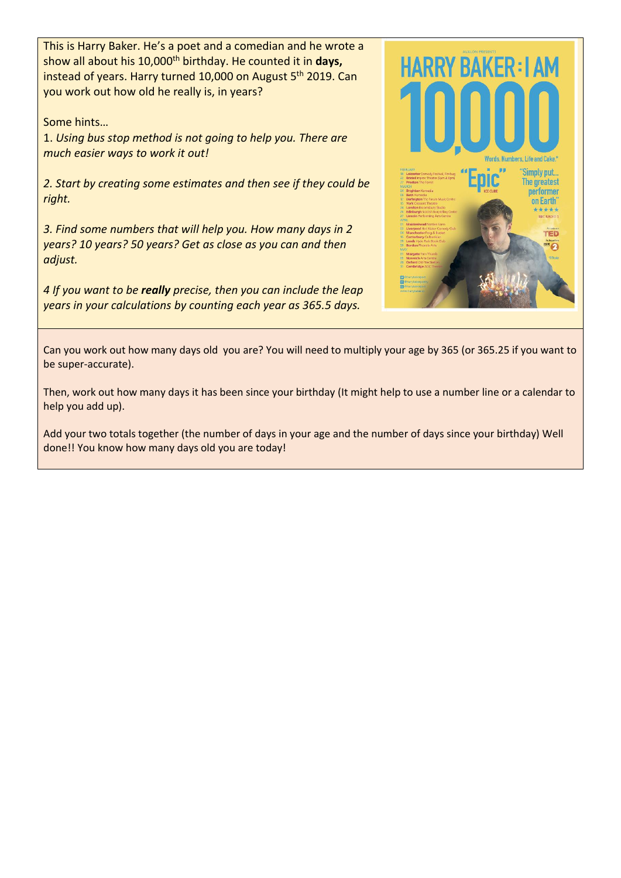This is Harry Baker. He's a poet and a comedian and he wrote a show all about his 10,000th birthday. He counted it in **days,** instead of years. Harry turned 10,000 on August 5th 2019. Can you work out how old he really is, in years?

Some hints…

1. *Using bus stop method is not going to help you. There are much easier ways to work it out!*

2. *Start by creating some estimates and then see if they could be right.*

3. *Find some numbers that will help you. How many days in 2 years? 10 years? 50 years? Get as close as you can and then adjust.*

4 *If you want to be **really** precise, then you can include the leap years in your calculations by counting each year as 365.5 days.*

Can you work out how many days old you are? You will need to multiply your age by 365 (or 365.25 if you want to be super-accurate).

Then, work out how many days it has been since your birthday (It might help to use a number line or a calendar to help you add up).

Add your two totals together (the number of days in your age and the number of days since your birthday) Well done!! You know how many days old you are today!